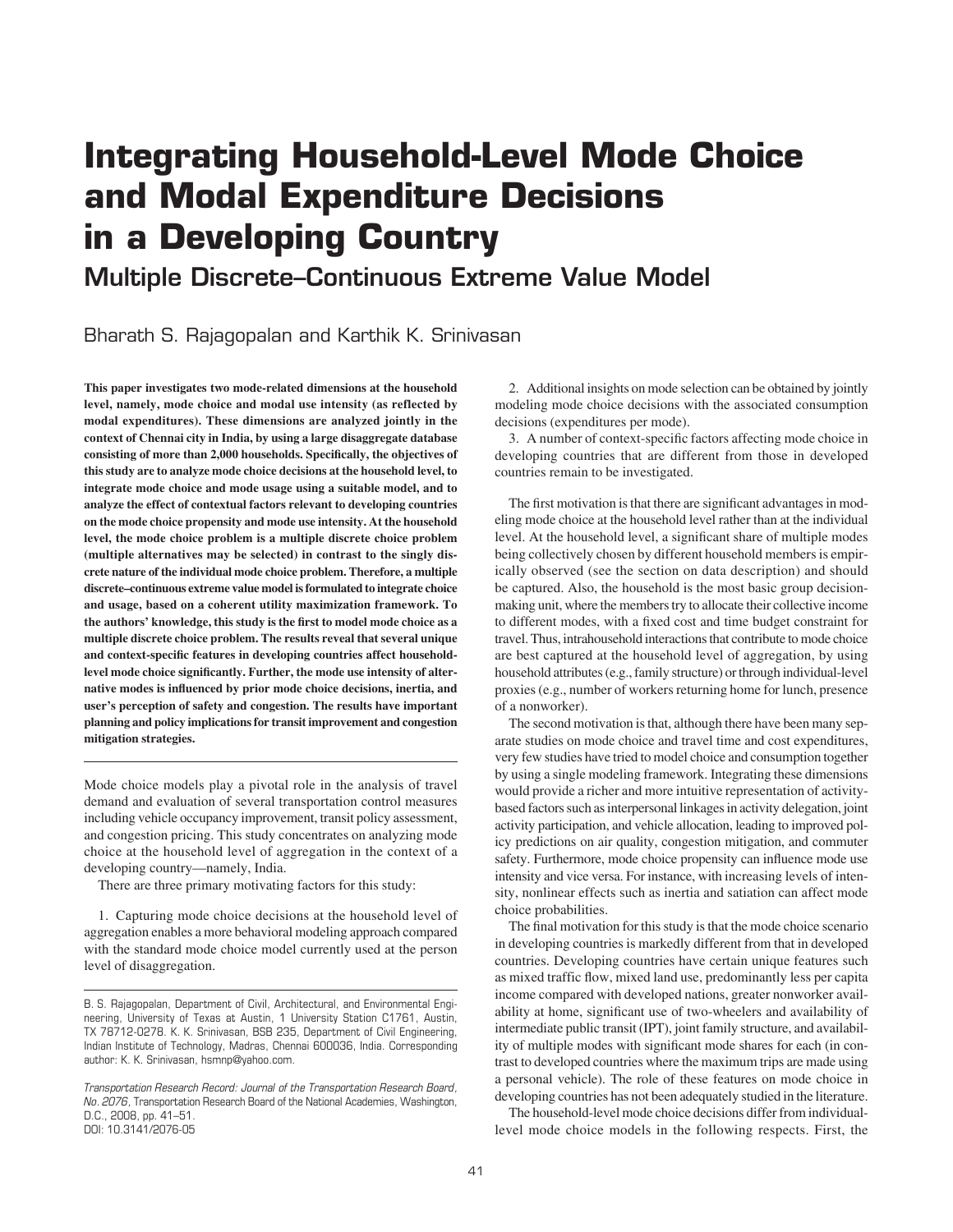# Integrating Household-Level Mode Choice and Modal Expenditure Decisions in a Developing Country

## Multiple Discrete–Continuous Extreme Value Model

Bharath S. Rajagopalan and Karthik K. Srinivasan

**This paper investigates two mode-related dimensions at the household level, namely, mode choice and modal use intensity (as reflected by modal expenditures). These dimensions are analyzed jointly in the context of Chennai city in India, by using a large disaggregate database consisting of more than 2,000 households. Specifically, the objectives of this study are to analyze mode choice decisions at the household level, to integrate mode choice and mode usage using a suitable model, and to analyze the effect of contextual factors relevant to developing countries on the mode choice propensity and mode use intensity. At the household level, the mode choice problem is a multiple discrete choice problem (multiple alternatives may be selected) in contrast to the singly discrete nature of the individual mode choice problem. Therefore, a multiple discrete–continuous extreme value model is formulated to integrate choice and usage, based on a coherent utility maximization framework. To the authors' knowledge, this study is the first to model mode choice as a multiple discrete choice problem. The results reveal that several unique and context-specific features in developing countries affect household-level mode choice significantly. Further, the mode use intensity of alternative modes is influenced by prior mode choice decisions, inertia, and user's perception of safety and congestion. The results have important planning and policy implications for transit improvement and congestion mitigation strategies.**

Mode choice models play a pivotal role in the analysis of travel demand and evaluation of several transportation control measures including vehicle occupancy improvement, transit policy assessment, and congestion pricing. This study concentrates on analyzing mode choice at the household level of aggregation in the context of a developing country—namely, India.

There are three primary motivating factors for this study:

1. Capturing mode choice decisions at the household level of aggregation enables a more behavioral modeling approach compared with the standard mode choice model currently used at the person level of disaggregation.
2. Additional insights on mode selection can be obtained by jointly modeling mode choice decisions with the associated consumption decisions (expenditures per mode).
3. A number of context-specific factors affecting mode choice in developing countries that are different from those in developed countries remain to be investigated.

The first motivation is that there are significant advantages in modeling mode choice at the household level rather than at the individual level. At the household level, a significant share of multiple modes being collectively chosen by different household members is empirically observed (see the section on data description) and should be captured. Also, the household is the most basic group decision-making unit, where the members try to allocate their collective income to different modes, with a fixed cost and time budget constraint for travel. Thus, intrahousehold interactions that contribute to mode choice are best captured at the household level of aggregation, by using household attributes (e.g., family structure) or through individual-level proxies (e.g., number of workers returning home for lunch, presence of a nonworker).

The second motivation is that, although there have been many separate studies on mode choice and travel time and cost expenditures, very few studies have tried to model choice and consumption together by using a single modeling framework. Integrating these dimensions would provide a richer and more intuitive representation of activity-based factors such as interpersonal linkages in activity delegation, joint activity participation, and vehicle allocation, leading to improved policy predictions on air quality, congestion mitigation, and commuter safety. Furthermore, mode choice propensity can influence mode use intensity and vice versa. For instance, with increasing levels of intensity, nonlinear effects such as inertia and satiation can affect mode choice probabilities.

The final motivation for this study is that the mode choice scenario in developing countries is markedly different from that in developed countries. Developing countries have certain unique features such as mixed traffic flow, mixed land use, predominantly less per capita income compared with developed nations, greater nonworker availability at home, significant use of two-wheelers and availability of intermediate public transit (IPT), joint family structure, and availability of multiple modes with significant mode shares for each (in contrast to developed countries where the maximum trips are made using a personal vehicle). The role of these features on mode choice in developing countries has not been adequately studied in the literature.

The household-level mode choice decisions differ from individual-level mode choice models in the following respects. First, the

---

B. S. Rajagopalan, Department of Civil, Architectural, and Environmental Engineering, University of Texas at Austin, 1 University Station C1761, Austin, TX 78712-0278. K. K. Srinivasan, BSB 235, Department of Civil Engineering, Indian Institute of Technology, Madras, Chennai 600036, India. Corresponding author: K. K. Srinivasan, hsmnp@yahoo.com.

*Transportation Research Record: Journal of the Transportation Research Board, No. 2076,* Transportation Research Board of the National Academies, Washington, D.C., 2008, pp. 41–51.
DOI: 10.3141/2076-05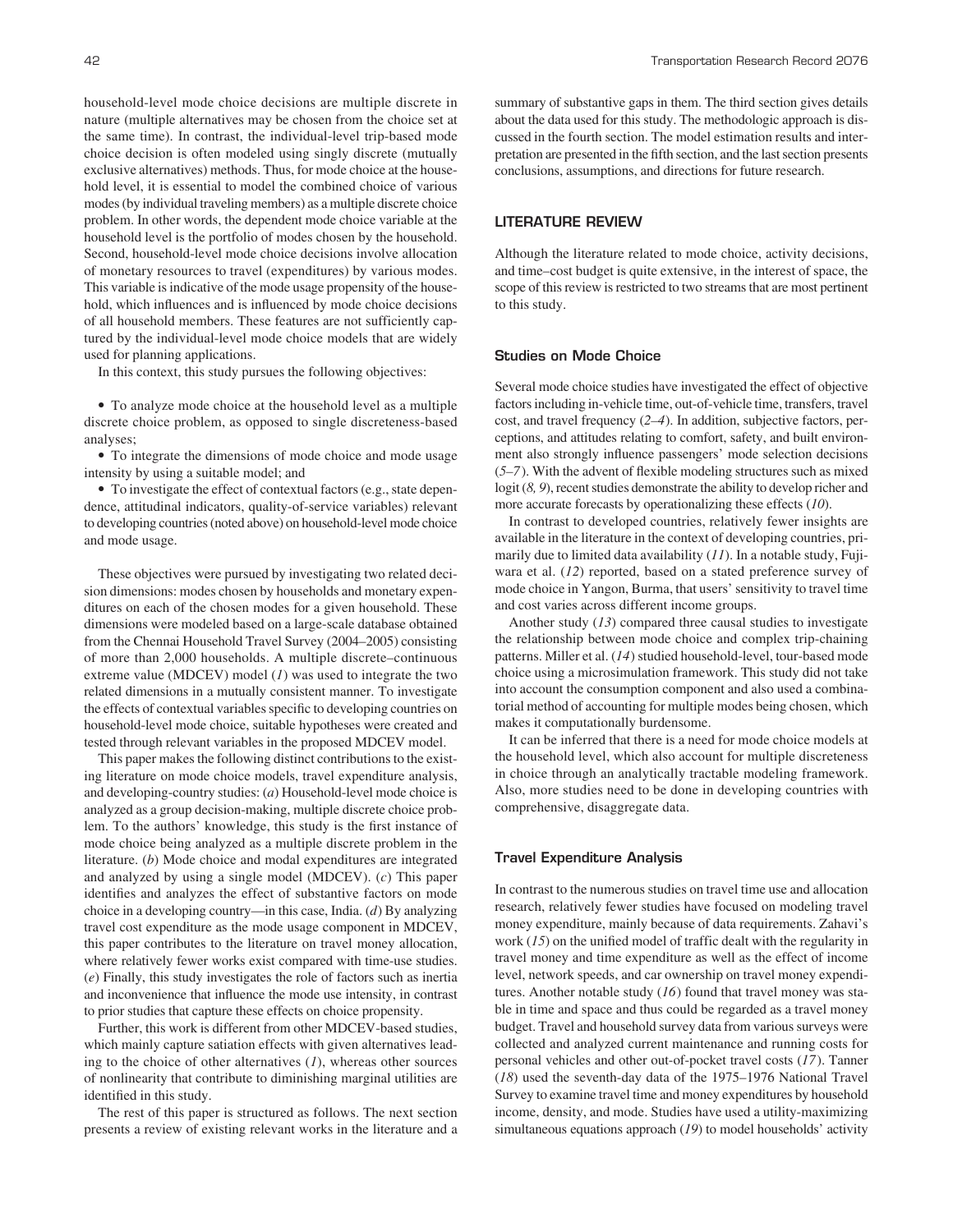household-level mode choice decisions are multiple discrete in nature (multiple alternatives may be chosen from the choice set at the same time). In contrast, the individual-level trip-based mode choice decision is often modeled using singly discrete (mutually exclusive alternatives) methods. Thus, for mode choice at the household level, it is essential to model the combined choice of various modes (by individual traveling members) as a multiple discrete choice problem. In other words, the dependent mode choice variable at the household level is the portfolio of modes chosen by the household. Second, household-level mode choice decisions involve allocation of monetary resources to travel (expenditures) by various modes. This variable is indicative of the mode usage propensity of the household, which influences and is influenced by mode choice decisions of all household members. These features are not sufficiently captured by the individual-level mode choice models that are widely used for planning applications.

In this context, this study pursues the following objectives:

- To analyze mode choice at the household level as a multiple discrete choice problem, as opposed to single discreteness-based analyses;
- To integrate the dimensions of mode choice and mode usage intensity by using a suitable model; and
- To investigate the effect of contextual factors (e.g., state dependence, attitudinal indicators, quality-of-service variables) relevant to developing countries (noted above) on household-level mode choice and mode usage.

These objectives were pursued by investigating two related decision dimensions: modes chosen by households and monetary expenditures on each of the chosen modes for a given household. These dimensions were modeled based on a large-scale database obtained from the Chennai Household Travel Survey (2004–2005) consisting of more than 2,000 households. A multiple discrete–continuous extreme value (MDCEV) model (*1*) was used to integrate the two related dimensions in a mutually consistent manner. To investigate the effects of contextual variables specific to developing countries on household-level mode choice, suitable hypotheses were created and tested through relevant variables in the proposed MDCEV model.

This paper makes the following distinct contributions to the existing literature on mode choice models, travel expenditure analysis, and developing-country studies: (*a*) Household-level mode choice is analyzed as a group decision-making, multiple discrete choice problem. To the authors' knowledge, this study is the first instance of mode choice being analyzed as a multiple discrete problem in the literature. (*b*) Mode choice and modal expenditures are integrated and analyzed by using a single model (MDCEV). (*c*) This paper identifies and analyzes the effect of substantive factors on mode choice in a developing country—in this case, India. (*d*) By analyzing travel cost expenditure as the mode usage component in MDCEV, this paper contributes to the literature on travel money allocation, where relatively fewer works exist compared with time-use studies. (*e*) Finally, this study investigates the role of factors such as inertia and inconvenience that influence the mode use intensity, in contrast to prior studies that capture these effects on choice propensity.

Further, this work is different from other MDCEV-based studies, which mainly capture satiation effects with given alternatives leading to the choice of other alternatives (*1*), whereas other sources of nonlinearity that contribute to diminishing marginal utilities are identified in this study.

The rest of this paper is structured as follows. The next section presents a review of existing relevant works in the literature and a summary of substantive gaps in them. The third section gives details about the data used for this study. The methodologic approach is discussed in the fourth section. The model estimation results and interpretation are presented in the fifth section, and the last section presents conclusions, assumptions, and directions for future research.

## LITERATURE REVIEW

Although the literature related to mode choice, activity decisions, and time–cost budget is quite extensive, in the interest of space, the scope of this review is restricted to two streams that are most pertinent to this study.

### Studies on Mode Choice

Several mode choice studies have investigated the effect of objective factors including in-vehicle time, out-of-vehicle time, transfers, travel cost, and travel frequency (*2–4*). In addition, subjective factors, perceptions, and attitudes relating to comfort, safety, and built environment also strongly influence passengers' mode selection decisions (*5–7*). With the advent of flexible modeling structures such as mixed logit (*8, 9*), recent studies demonstrate the ability to develop richer and more accurate forecasts by operationalizing these effects (*10*).

In contrast to developed countries, relatively fewer insights are available in the literature in the context of developing countries, primarily due to limited data availability (*11*). In a notable study, Fujiwara et al. (*12*) reported, based on a stated preference survey of mode choice in Yangon, Burma, that users' sensitivity to travel time and cost varies across different income groups.

Another study (*13*) compared three causal studies to investigate the relationship between mode choice and complex trip-chaining patterns. Miller et al. (*14*) studied household-level, tour-based mode choice using a microsimulation framework. This study did not take into account the consumption component and also used a combinatorial method of accounting for multiple modes being chosen, which makes it computationally burdensome.

It can be inferred that there is a need for mode choice models at the household level, which also account for multiple discreteness in choice through an analytically tractable modeling framework. Also, more studies need to be done in developing countries with comprehensive, disaggregate data.

### Travel Expenditure Analysis

In contrast to the numerous studies on travel time use and allocation research, relatively fewer studies have focused on modeling travel money expenditure, mainly because of data requirements. Zahavi's work (*15*) on the unified model of traffic dealt with the regularity in travel money and time expenditure as well as the effect of income level, network speeds, and car ownership on travel money expenditures. Another notable study (*16*) found that travel money was stable in time and space and thus could be regarded as a travel money budget. Travel and household survey data from various surveys were collected and analyzed current maintenance and running costs for personal vehicles and other out-of-pocket travel costs (*17*). Tanner (*18*) used the seventh-day data of the 1975–1976 National Travel Survey to examine travel time and money expenditures by household income, density, and mode. Studies have used a utility-maximizing simultaneous equations approach (*19*) to model households' activity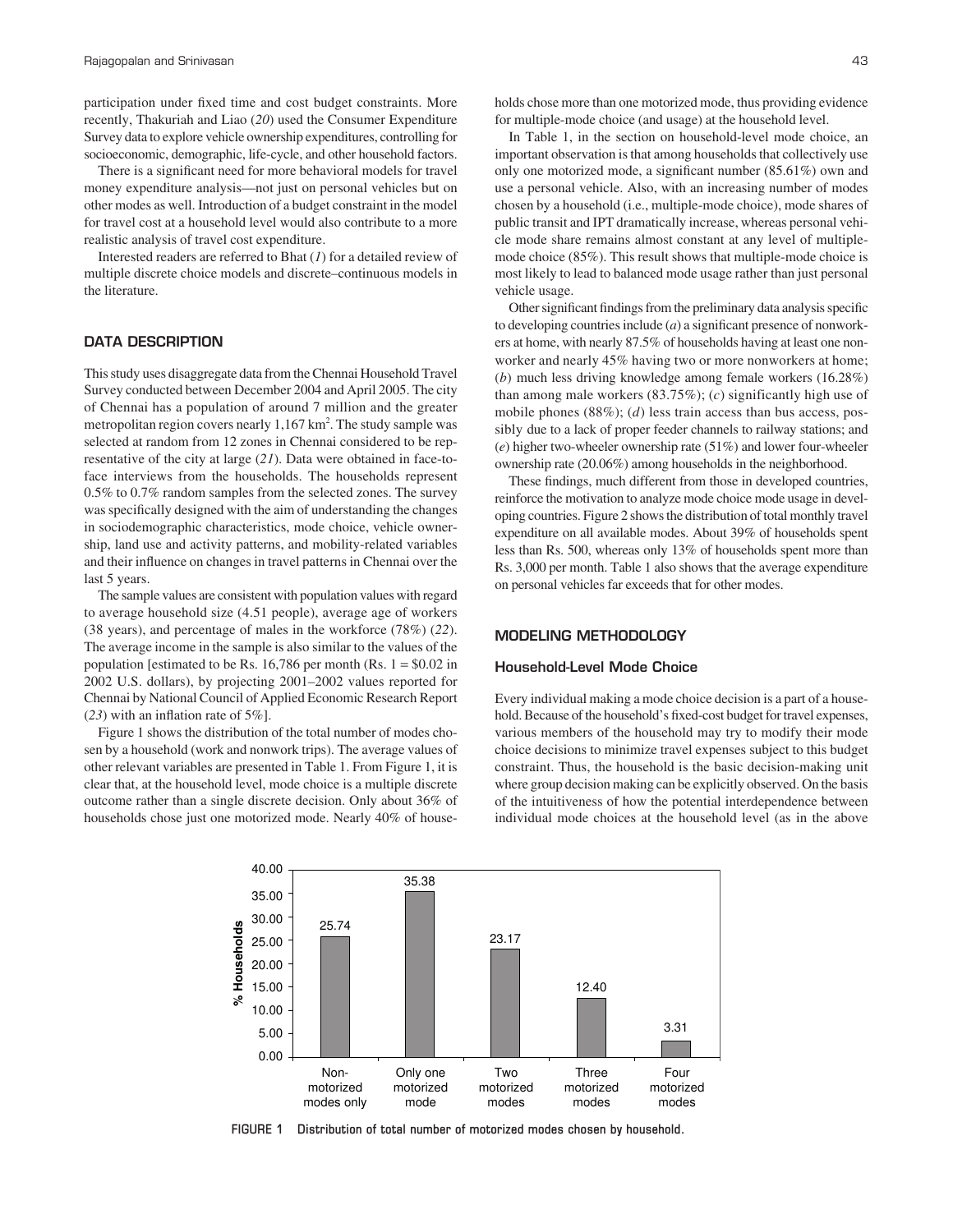participation under fixed time and cost budget constraints. More recently, Thakuriah and Liao (*20*) used the Consumer Expenditure Survey data to explore vehicle ownership expenditures, controlling for socioeconomic, demographic, life-cycle, and other household factors.

There is a significant need for more behavioral models for travel money expenditure analysis—not just on personal vehicles but on other modes as well. Introduction of a budget constraint in the model for travel cost at a household level would also contribute to a more realistic analysis of travel cost expenditure.

Interested readers are referred to Bhat (*1*) for a detailed review of multiple discrete choice models and discrete–continuous models in the literature.

## DATA DESCRIPTION

This study uses disaggregate data from the Chennai Household Travel Survey conducted between December 2004 and April 2005. The city of Chennai has a population of around 7 million and the greater metropolitan region covers nearly 1,167 km$^2$. The study sample was selected at random from 12 zones in Chennai considered to be representative of the city at large (*21*). Data were obtained in face-to-face interviews from the households. The households represent 0.5% to 0.7% random samples from the selected zones. The survey was specifically designed with the aim of understanding the changes in sociodemographic characteristics, mode choice, vehicle ownership, land use and activity patterns, and mobility-related variables and their influence on changes in travel patterns in Chennai over the last 5 years.

The sample values are consistent with population values with regard to average household size (4.51 people), average age of workers (38 years), and percentage of males in the workforce (78%) (*22*). The average income in the sample is also similar to the values of the population [estimated to be Rs. 16,786 per month (Rs. 1 = $0.02 in 2002 U.S. dollars), by projecting 2001–2002 values reported for Chennai by National Council of Applied Economic Research Report (*23*) with an inflation rate of 5%].

Figure 1 shows the distribution of the total number of modes chosen by a household (work and nonwork trips). The average values of other relevant variables are presented in Table 1. From Figure 1, it is clear that, at the household level, mode choice is a multiple discrete outcome rather than a single discrete decision. Only about 36% of households chose just one motorized mode. Nearly 40% of households chose more than one motorized mode, thus providing evidence for multiple-mode choice (and usage) at the household level.

In Table 1, in the section on household-level mode choice, an important observation is that among households that collectively use only one motorized mode, a significant number (85.61%) own and use a personal vehicle. Also, with an increasing number of modes chosen by a household (i.e., multiple-mode choice), mode shares of public transit and IPT dramatically increase, whereas personal vehicle mode share remains almost constant at any level of multiple-mode choice (85%). This result shows that multiple-mode choice is most likely to lead to balanced mode usage rather than just personal vehicle usage.

Other significant findings from the preliminary data analysis specific to developing countries include (*a*) a significant presence of nonworkers at home, with nearly 87.5% of households having at least one nonworker and nearly 45% having two or more nonworkers at home; (*b*) much less driving knowledge among female workers (16.28%) than among male workers (83.75%); (*c*) significantly high use of mobile phones (88%); (*d*) less train access than bus access, possibly due to a lack of proper feeder channels to railway stations; and (*e*) higher two-wheeler ownership rate (51%) and lower four-wheeler ownership rate (20.06%) among households in the neighborhood.

These findings, much different from those in developed countries, reinforce the motivation to analyze mode choice mode usage in developing countries. Figure 2 shows the distribution of total monthly travel expenditure on all available modes. About 39% of households spent less than Rs. 500, whereas only 13% of households spent more than Rs. 3,000 per month. Table 1 also shows that the average expenditure on personal vehicles far exceeds that for other modes.

## MODELING METHODOLOGY

### Household-Level Mode Choice

Every individual making a mode choice decision is a part of a household. Because of the household's fixed-cost budget for travel expenses, various members of the household may try to modify their mode choice decisions to minimize travel expenses subject to this budget constraint. Thus, the household is the basic decision-making unit where group decision making can be explicitly observed. On the basis of the intuitiveness of how the potential interdependence between individual mode choices at the household level (as in the above

| Category | % Households |
|---|---|
| Non-motorized modes only | 25.74 |
| Only one motorized mode | 35.38 |
| Two motorized modes | 23.17 |
| Three motorized modes | 12.40 |
| Four motorized modes | 3.31 |

FIGURE 1 Distribution of total number of motorized modes chosen by household.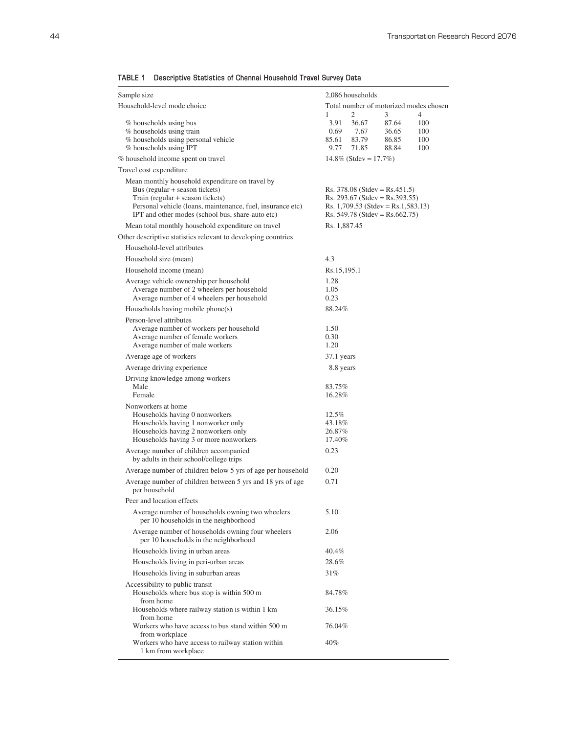**TABLE 1 Descriptive Statistics of Chennai Household Travel Survey Data**

| | | | | |
|---|---|---|---|---|
| Sample size | 2,086 households | | | |
| Household-level mode choice | Total number of motorized modes chosen | | | |
| | 1 | 2 | 3 | 4 |
| % households using bus | 3.91 | 36.67 | 87.64 | 100 |
| % households using train | 0.69 | 7.67 | 36.65 | 100 |
| % households using personal vehicle | 85.61 | 83.79 | 86.85 | 100 |
| % households using IPT | 9.77 | 71.85 | 88.84 | 100 |
| % household income spent on travel | 14.8% (Stdev = 17.7%) | | | |
| Travel cost expenditure | | | | |
| Mean monthly household expenditure on travel by | | | | |
| Bus (regular + season tickets) | Rs. 378.08 (Stdev = Rs.451.5) | | | |
| Train (regular + season tickets) | Rs. 293.67 (Stdev = Rs.393.55) | | | |
| Personal vehicle (loans, maintenance, fuel, insurance etc) | Rs. 1,709.53 (Stdev = Rs.1,583.13) | | | |
| IPT and other modes (school bus, share-auto etc) | Rs. 549.78 (Stdev = Rs.662.75) | | | |
| Mean total monthly household expenditure on travel | Rs. 1,887.45 | | | |
| Other descriptive statistics relevant to developing countries | | | | |
| Household-level attributes | | | | |
| Household size (mean) | 4.3 | | | |
| Household income (mean) | Rs.15,195.1 | | | |
| Average vehicle ownership per household | 1.28 | | | |
| Average number of 2 wheelers per household | 1.05 | | | |
| Average number of 4 wheelers per household | 0.23 | | | |
| Households having mobile phone(s) | 88.24% | | | |
| Person-level attributes | | | | |
| Average number of workers per household | 1.50 | | | |
| Average number of female workers | 0.30 | | | |
| Average number of male workers | 1.20 | | | |
| Average age of workers | 37.1 years | | | |
| Average driving experience | 8.8 years | | | |
| Driving knowledge among workers | | | | |
| Male | 83.75% | | | |
| Female | 16.28% | | | |
| Nonworkers at home | | | | |
| Households having 0 nonworkers | 12.5% | | | |
| Households having 1 nonworker only | 43.18% | | | |
| Households having 2 nonworkers only | 26.87% | | | |
| Households having 3 or more nonworkers | 17.40% | | | |
| Average number of children accompanied by adults in their school/college trips | 0.23 | | | |
| Average number of children below 5 yrs of age per household | 0.20 | | | |
| Average number of children between 5 yrs and 18 yrs of age per household | 0.71 | | | |
| Peer and location effects | | | | |
| Average number of households owning two wheelers per 10 households in the neighborhood | 5.10 | | | |
| Average number of households owning four wheelers per 10 households in the neighborhood | 2.06 | | | |
| Households living in urban areas | 40.4% | | | |
| Households living in peri-urban areas | 28.6% | | | |
| Households living in suburban areas | 31% | | | |
| Accessibility to public transit | | | | |
| Households where bus stop is within 500 m from home | 84.78% | | | |
| Households where railway station is within 1 km from home | 36.15% | | | |
| Workers who have access to bus stand within 500 m from workplace | 76.04% | | | |
| Workers who have access to railway station within 1 km from workplace | 40% | | | |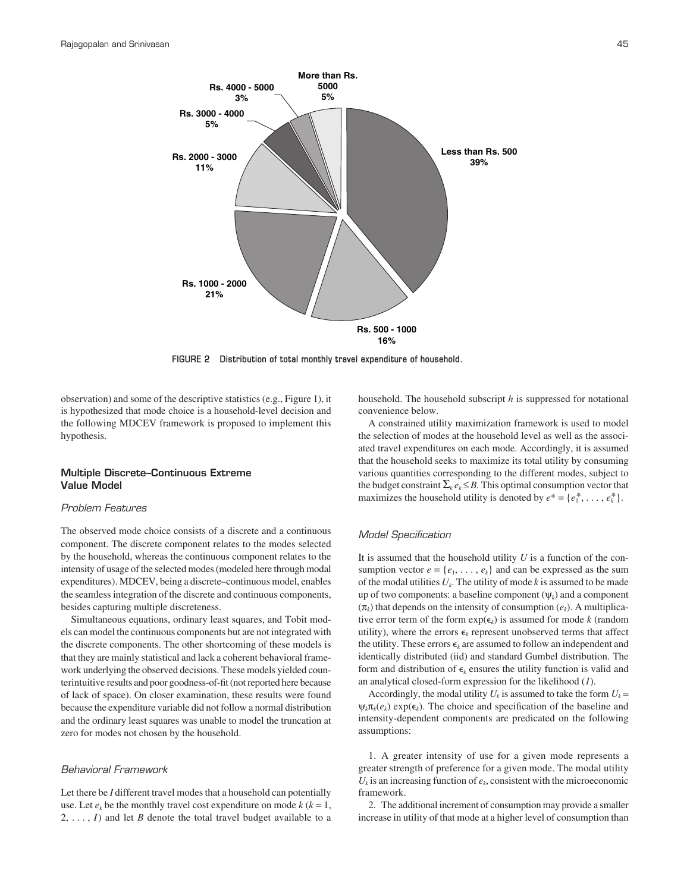More than Rs. 5000
5%

Rs. 4000 - 5000
3%

Rs. 3000 - 4000
5%

Rs. 2000 - 3000
11%

Less than Rs. 500
39%

Rs. 1000 - 2000
21%

Rs. 500 - 1000
16%

FIGURE 2 Distribution of total monthly travel expenditure of household.

observation) and some of the descriptive statistics (e.g., Figure 1), it is hypothesized that mode choice is a household-level decision and the following MDCEV framework is proposed to implement this hypothesis.

### Multiple Discrete–Continuous Extreme Value Model

#### *Problem Features*

The observed mode choice consists of a discrete and a continuous component. The discrete component relates to the modes selected by the household, whereas the continuous component relates to the intensity of usage of the selected modes (modeled here through modal expenditures). MDCEV, being a discrete–continuous model, enables the seamless integration of the discrete and continuous components, besides capturing multiple discreteness.

Simultaneous equations, ordinary least squares, and Tobit models can model the continuous components but are not integrated with the discrete components. The other shortcoming of these models is that they are mainly statistical and lack a coherent behavioral framework underlying the observed decisions. These models yielded counterintuitive results and poor goodness-of-fit (not reported here because of lack of space). On closer examination, these results were found because the expenditure variable did not follow a normal distribution and the ordinary least squares was unable to model the truncation at zero for modes not chosen by the household.

#### *Behavioral Framework*

Let there be $I$ different travel modes that a household can potentially use. Let $e_k$ be the monthly travel cost expenditure on mode $k$ ($k = 1, 2, \ldots, I$) and let $B$ denote the total travel budget available to a household. The household subscript $h$ is suppressed for notational convenience below.

A constrained utility maximization framework is used to model the selection of modes at the household level as well as the associated travel expenditures on each mode. Accordingly, it is assumed that the household seeks to maximize its total utility by consuming various quantities corresponding to the different modes, subject to the budget constraint $\sum_k e_k \leq B$. This optimal consumption vector that maximizes the household utility is denoted by $e^* = \{e_1^*, \ldots, e_k^*\}$.

#### *Model Specification*

It is assumed that the household utility $U$ is a function of the consumption vector $e = \{e_1, \ldots, e_k\}$ and can be expressed as the sum of the modal utilities $U_k$. The utility of mode $k$ is assumed to be made up of two components: a baseline component ($\psi_k$) and a component ($\pi_k$) that depends on the intensity of consumption ($e_k$). A multiplicative error term of the form $\exp(\epsilon_k)$ is assumed for mode $k$ (random utility), where the errors $\epsilon_k$ represent unobserved terms that affect the utility. These errors $\epsilon_k$ are assumed to follow an independent and identically distributed (iid) and standard Gumbel distribution. The form and distribution of $\epsilon_k$ ensures the utility function is valid and an analytical closed-form expression for the likelihood (*1*).

Accordingly, the modal utility $U_k$ is assumed to take the form $U_k = \psi_k \pi_k(e_k) \exp(\epsilon_k)$. The choice and specification of the baseline and intensity-dependent components are predicated on the following assumptions:

1. A greater intensity of use for a given mode represents a greater strength of preference for a given mode. The modal utility $U_k$ is an increasing function of $e_k$, consistent with the microeconomic framework.

2. The additional increment of consumption may provide a smaller increase in utility of that mode at a higher level of consumption than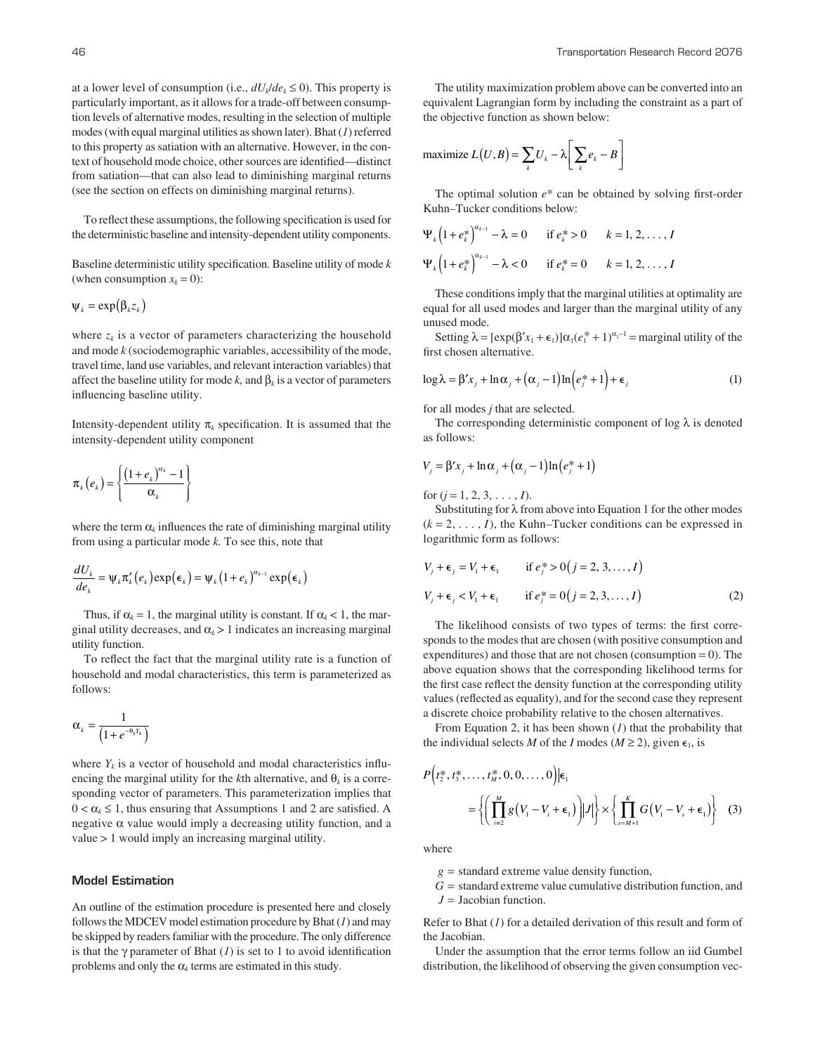at a lower level of consumption (i.e., $dU_k/de_k \leq 0$). This property is particularly important, as it allows for a trade-off between consumption levels of alternative modes, resulting in the selection of multiple modes (with equal marginal utilities as shown later). Bhat (1) referred to this property as satiation with an alternative. However, in the context of household mode choice, other sources are identified—distinct from satiation—that can also lead to diminishing marginal returns (see the section on effects on diminishing marginal returns).

To reflect these assumptions, the following specification is used for the deterministic baseline and intensity-dependent utility components.

Baseline deterministic utility specification. Baseline utility of mode $k$ (when consumption $x_k = 0$):

$$\psi_k = \exp(\beta_k z_k)$$

where $z_k$ is a vector of parameters characterizing the household and mode $k$ (sociodemographic variables, accessibility of the mode, travel time, land use variables, and relevant interaction variables) that affect the baseline utility for mode $k$, and $\beta_k$ is a vector of parameters influencing baseline utility.

Intensity-dependent utility $\pi_k$ specification. It is assumed that the intensity-dependent utility component

$$\pi_k(e_k) = \left\{ \frac{(1+e_k)^{\alpha_k} - 1}{\alpha_k} \right\}$$

where the term $\alpha_k$ influences the rate of diminishing marginal utility from using a particular mode $k$. To see this, note that

$$\frac{dU_k}{de_k} = \psi_k \pi_k'(e_k)\exp(\epsilon_k) = \psi_k(1+e_k)^{\alpha_{k-1}}\exp(\epsilon_k)$$

Thus, if $\alpha_k = 1$, the marginal utility is constant. If $\alpha_k < 1$, the marginal utility decreases, and $\alpha_k > 1$ indicates an increasing marginal utility function.

To reflect the fact that the marginal utility rate is a function of household and modal characteristics, this term is parameterized as follows:

$$\alpha_k = \frac{1}{\left(1+e^{-\theta_k Y_k}\right)}$$

where $Y_k$ is a vector of household and modal characteristics influencing the marginal utility for the $k$th alternative, and $\theta_k$ is a corresponding vector of parameters. This parameterization implies that $0 < \alpha_k \leq 1$, thus ensuring that Assumptions 1 and 2 are satisfied. A negative $\alpha$ value would imply a decreasing utility function, and a value > 1 would imply an increasing marginal utility.

## Model Estimation

An outline of the estimation procedure is presented here and closely follows the MDCEV model estimation procedure by Bhat (1) and may be skipped by readers familiar with the procedure. The only difference is that the $\gamma$ parameter of Bhat (1) is set to 1 to avoid identification problems and only the $\alpha_k$ terms are estimated in this study.

The utility maximization problem above can be converted into an equivalent Lagrangian form by including the constraint as a part of the objective function as shown below:

$$\text{maximize } L(U,B) = \sum_k U_k - \lambda\left[\sum_k e_k - B\right]$$

The optimal solution $e^*$ can be obtained by solving first-order Kuhn–Tucker conditions below:

$$\Psi_k\left(1+e_k^*\right)^{\alpha_{k-1}} - \lambda = 0 \qquad \text{if } e_k^* > 0 \qquad k = 1, 2, \ldots, I$$

$$\Psi_k\left(1+e_k^*\right)^{\alpha_{k-1}} - \lambda < 0 \qquad \text{if } e_k^* = 0 \qquad k = 1, 2, \ldots, I$$

These conditions imply that the marginal utilities at optimality are equal for all used modes and larger than the marginal utility of any unused mode.

Setting $\lambda = [\exp(\beta' x_1 + \epsilon_1)]\alpha_1(e_1^* + 1)^{\alpha_1 - 1}$ = marginal utility of the first chosen alternative.

$$\log\lambda = \beta' x_j + \ln\alpha_j + (\alpha_j - 1)\ln\left(e_j^* + 1\right) + \epsilon_j \tag{1}$$

for all modes $j$ that are selected.

The corresponding deterministic component of log $\lambda$ is denoted as follows:

$$V_j = \beta' x_j + \ln\alpha_j + (\alpha_j - 1)\ln\left(e_j^* + 1\right)$$

for $(j = 1, 2, 3, \ldots, I)$.

Substituting for $\lambda$ from above into Equation 1 for the other modes $(k = 2, \ldots, I)$, the Kuhn–Tucker conditions can be expressed in logarithmic form as follows:

$$V_j + \epsilon_j = V_1 + \epsilon_1 \qquad \text{if } e_j^* > 0 \left(j = 2, 3, \ldots, I\right)$$

$$V_j + \epsilon_j < V_1 + \epsilon_1 \qquad \text{if } e_j^* = 0 \left(j = 2, 3, \ldots, I\right) \tag{2}$$

The likelihood consists of two types of terms: the first corresponds to the modes that are chosen (with positive consumption and expenditures) and those that are not chosen (consumption = 0). The above equation shows that the corresponding likelihood terms for the first case reflect the density function at the corresponding utility values (reflected as equality), and for the second case they represent a discrete choice probability relative to the chosen alternatives.

From Equation 2, it has been shown (1) that the probability that the individual selects $M$ of the $I$ modes $(M \geq 2)$, given $\epsilon_1$, is

$$P\left(t_2^*, t_3^*, \ldots, t_M^*, 0, 0, \ldots, 0\right)\Big|\epsilon_1 = \left\{\left(\prod_{i=2}^{M} g\left(V_1 - V_i + \epsilon_1\right)\right)|J|\right\} \times \left\{\prod_{s=M+1}^{K} G\left(V_1 - V_s + \epsilon_1\right)\right\} \tag{3}$$

where

- $g$ = standard extreme value density function,
- $G$ = standard extreme value cumulative distribution function, and
- $J$ = Jacobian function.

Refer to Bhat (1) for a detailed derivation of this result and form of the Jacobian.

Under the assumption that the error terms follow an iid Gumbel distribution, the likelihood of observing the given consumption vec-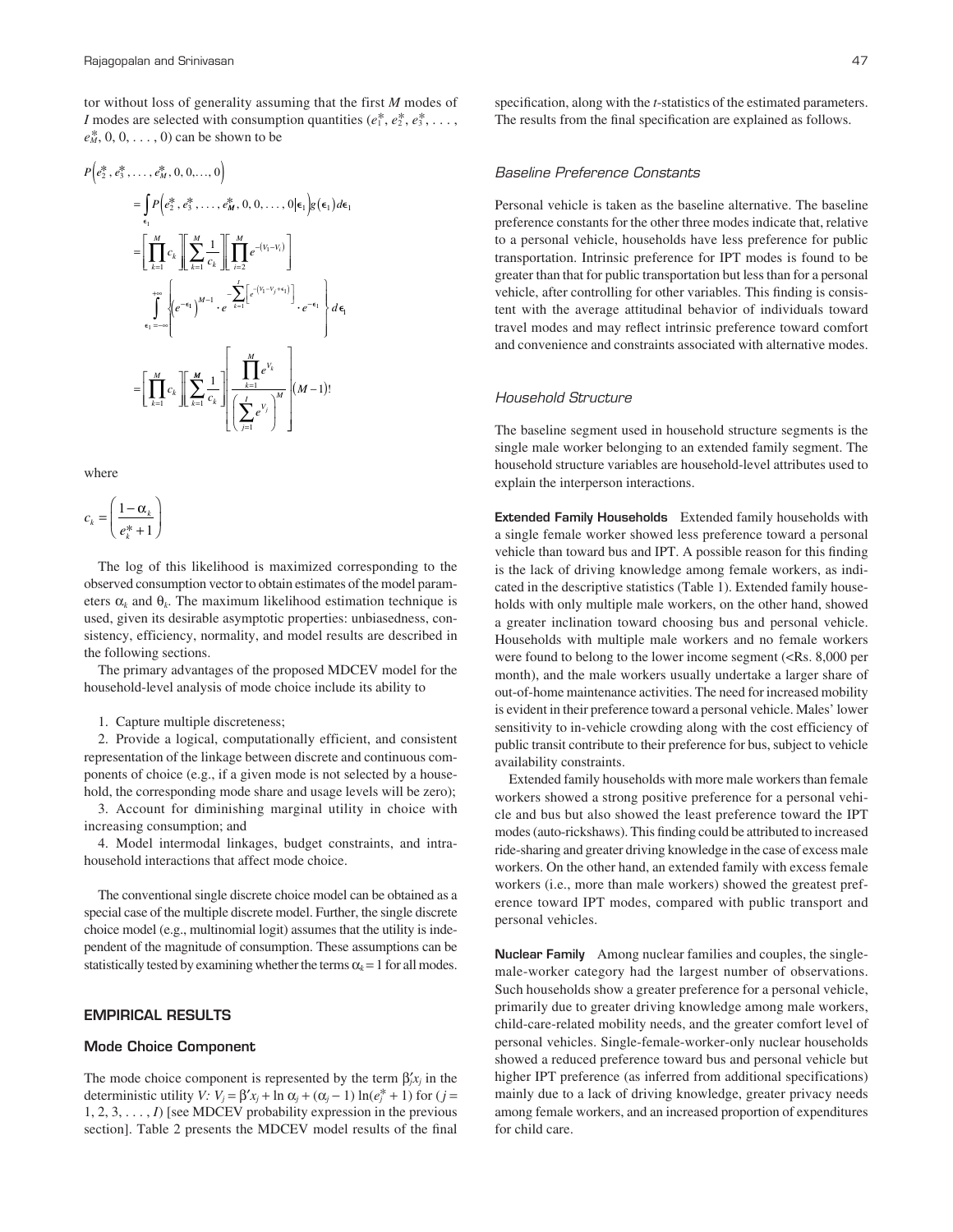tor without loss of generality assuming that the first $M$ modes of $I$ modes are selected with consumption quantities ($e_1^*, e_2^*, e_3^*, \ldots, e_M^*, 0, 0, \ldots, 0$) can be shown to be

$$
\begin{aligned}
P\left(e_2^*, e_3^*, \ldots, e_M^*, 0, 0, \ldots, 0\right) &= \int_{\epsilon_1} P\left(e_2^*, e_3^*, \ldots, e_M^*, 0, 0, \ldots, 0 \middle| \epsilon_1\right) g(\epsilon_1) d\epsilon_1 \\
&= \left[\prod_{k=1}^{M} c_k\right]\left[\sum_{k=1}^{M} \frac{1}{c_k}\right]\left[\prod_{i=2}^{M} e^{-(V_1 - V_i)}\right] \\
&\quad \int_{\epsilon_1=-\infty}^{+\infty} \left\{ \left(e^{-\epsilon_1}\right)^{M-1} \cdot e^{-\sum_{k=1}^{I}\left[e^{-(V_1 - V_j + \epsilon_1)}\right]} \cdot e^{-\epsilon_1} \right\} d\epsilon_1 \\
&= \left[\prod_{k=1}^{M} c_k\right]\left[\sum_{k=1}^{M} \frac{1}{c_k}\right]\left[\frac{\prod_{k=1}^{M} e^{V_k}}{\left(\sum_{j=1}^{I} e^{V_j}\right)^M}\right](M-1)!
\end{aligned}
$$

where

$$
c_k = \left(\frac{1 - \alpha_k}{e_k^* + 1}\right)
$$

The log of this likelihood is maximized corresponding to the observed consumption vector to obtain estimates of the model parameters $\alpha_k$ and $\theta_k$. The maximum likelihood estimation technique is used, given its desirable asymptotic properties: unbiasedness, consistency, efficiency, normality, and model results are described in the following sections.

The primary advantages of the proposed MDCEV model for the household-level analysis of mode choice include its ability to

1. Capture multiple discreteness;

2. Provide a logical, computationally efficient, and consistent representation of the linkage between discrete and continuous components of choice (e.g., if a given mode is not selected by a household, the corresponding mode share and usage levels will be zero);

3. Account for diminishing marginal utility in choice with increasing consumption; and

4. Model intermodal linkages, budget constraints, and intrahousehold interactions that affect mode choice.

The conventional single discrete choice model can be obtained as a special case of the multiple discrete model. Further, the single discrete choice model (e.g., multinomial logit) assumes that the utility is independent of the magnitude of consumption. These assumptions can be statistically tested by examining whether the terms $\alpha_k = 1$ for all modes.

## EMPIRICAL RESULTS

### Mode Choice Component

The mode choice component is represented by the term $\beta_j' x_j$ in the deterministic utility $V$: $V_j = \beta' x_j + \ln \alpha_j + (\alpha_j - 1) \ln(e_j^* + 1)$ for ($j = 1, 2, 3, \ldots, I$) [see MDCEV probability expression in the previous section]. Table 2 presents the MDCEV model results of the final specification, along with the $t$-statistics of the estimated parameters. The results from the final specification are explained as follows.

#### *Baseline Preference Constants*

Personal vehicle is taken as the baseline alternative. The baseline preference constants for the other three modes indicate that, relative to a personal vehicle, households have less preference for public transportation. Intrinsic preference for IPT modes is found to be greater than that for public transportation but less than for a personal vehicle, after controlling for other variables. This finding is consistent with the average attitudinal behavior of individuals toward travel modes and may reflect intrinsic preference toward comfort and convenience and constraints associated with alternative modes.

#### *Household Structure*

The baseline segment used in household structure segments is the single male worker belonging to an extended family segment. The household structure variables are household-level attributes used to explain the interperson interactions.

**Extended Family Households** Extended family households with a single female worker showed less preference toward a personal vehicle than toward bus and IPT. A possible reason for this finding is the lack of driving knowledge among female workers, as indicated in the descriptive statistics (Table 1). Extended family households with only multiple male workers, on the other hand, showed a greater inclination toward choosing bus and personal vehicle. Households with multiple male workers and no female workers were found to belong to the lower income segment (<Rs. 8,000 per month), and the male workers usually undertake a larger share of out-of-home maintenance activities. The need for increased mobility is evident in their preference toward a personal vehicle. Males' lower sensitivity to in-vehicle crowding along with the cost efficiency of public transit contribute to their preference for bus, subject to vehicle availability constraints.

Extended family households with more male workers than female workers showed a strong positive preference for a personal vehicle and bus but also showed the least preference toward the IPT modes (auto-rickshaws). This finding could be attributed to increased ride-sharing and greater driving knowledge in the case of excess male workers. On the other hand, an extended family with excess female workers (i.e., more than male workers) showed the greatest preference toward IPT modes, compared with public transport and personal vehicles.

**Nuclear Family** Among nuclear families and couples, the single-male-worker category had the largest number of observations. Such households show a greater preference for a personal vehicle, primarily due to greater driving knowledge among male workers, child-care-related mobility needs, and the greater comfort level of personal vehicles. Single-female-worker-only nuclear households showed a reduced preference toward bus and personal vehicle but higher IPT preference (as inferred from additional specifications) mainly due to a lack of driving knowledge, greater privacy needs among female workers, and an increased proportion of expenditures for child care.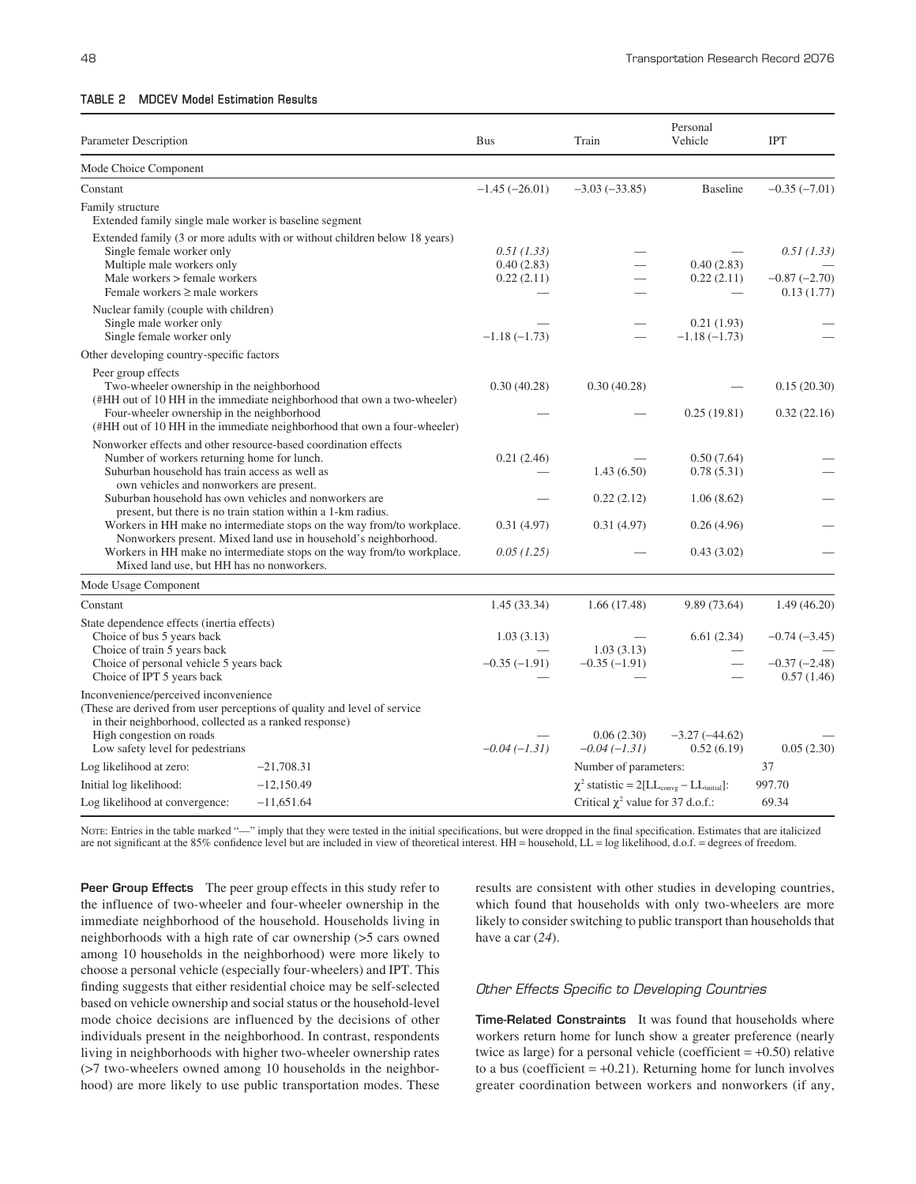**TABLE 2 MDCEV Model Estimation Results**

| Parameter Description | Bus | Train | Personal Vehicle | IPT |
|---|---|---|---|---|
| **Mode Choice Component** | | | | |
| Constant | −1.45 (−26.01) | −3.03 (−33.85) | Baseline | −0.35 (−7.01) |
| Family structure | | | | |
| Extended family single male worker is baseline segment | | | | |
| Extended family (3 or more adults with or without children below 18 years) | | | | |
| Single female worker only | *0.51 (1.33)* | — | — | *0.51 (1.33)* |
| Multiple male workers only | 0.40 (2.83) | — | 0.40 (2.83) | — |
| Male workers > female workers | 0.22 (2.11) | — | 0.22 (2.11) | −0.87 (−2.70) |
| Female workers ≥ male workers | — | — | — | 0.13 (1.77) |
| Nuclear family (couple with children) | | | | |
| Single male worker only | — | — | 0.21 (1.93) | — |
| Single female worker only | −1.18 (−1.73) | — | −1.18 (−1.73) | — |
| Other developing country-specific factors | | | | |
| Peer group effects | | | | |
| Two-wheeler ownership in the neighborhood (#HH out of 10 HH in the immediate neighborhood that own a two-wheeler) | 0.30 (40.28) | 0.30 (40.28) | — | 0.15 (20.30) |
| Four-wheeler ownership in the neighborhood (#HH out of 10 HH in the immediate neighborhood that own a four-wheeler) | — | — | 0.25 (19.81) | 0.32 (22.16) |
| Nonworker effects and other resource-based coordination effects | | | | |
| Number of workers returning home for lunch. | 0.21 (2.46) | — | 0.50 (7.64) | — |
| Suburban household has train access as well as own vehicles and nonworkers are present. | — | 1.43 (6.50) | 0.78 (5.31) | — |
| Suburban household has own vehicles and nonworkers are present, but there is no train station within a 1-km radius. | — | 0.22 (2.12) | 1.06 (8.62) | — |
| Workers in HH make no intermediate stops on the way from/to workplace. Nonworkers present. Mixed land use in household's neighborhood. | 0.31 (4.97) | 0.31 (4.97) | 0.26 (4.96) | — |
| Workers in HH make no intermediate stops on the way from/to workplace. Mixed land use, but HH has no nonworkers. | *0.05 (1.25)* | — | 0.43 (3.02) | — |
| **Mode Usage Component** | | | | |
| Constant | 1.45 (33.34) | 1.66 (17.48) | 9.89 (73.64) | 1.49 (46.20) |
| State dependence effects (inertia effects) | | | | |
| Choice of bus 5 years back | 1.03 (3.13) | — | 6.61 (2.34) | −0.74 (−3.45) |
| Choice of train 5 years back | — | 1.03 (3.13) | — | — |
| Choice of personal vehicle 5 years back | −0.35 (−1.91) | −0.35 (−1.91) | — | −0.37 (−2.48) |
| Choice of IPT 5 years back | — | — | — | 0.57 (1.46) |
| Inconvenience/perceived inconvenience (These are derived from user perceptions of quality and level of service in their neighborhood, collected as a ranked response) | | | | |
| High congestion on roads | — | 0.06 (2.30) | −3.27 (−44.62) | — |
| Low safety level for pedestrians | *−0.04 (−1.31)* | *−0.04 (−1.31)* | 0.52 (6.19) | 0.05 (2.30) |
| Log likelihood at zero: −21,708.31 | | Number of parameters: | | 37 |
| Initial log likelihood: −12,150.49 | | $\chi^2$ statistic = $2[LL_{convg} - LL_{initial}]$: | | 997.70 |
| Log likelihood at convergence: −11,651.64 | | Critical $\chi^2$ value for 37 d.o.f.: | | 69.34 |

NOTE: Entries in the table marked "—" imply that they were tested in the initial specifications, but were dropped in the final specification. Estimates that are italicized are not significant at the 85% confidence level but are included in view of theoretical interest. HH = household, LL = log likelihood, d.o.f. = degrees of freedom.

**Peer Group Effects** The peer group effects in this study refer to the influence of two-wheeler and four-wheeler ownership in the immediate neighborhood of the household. Households living in neighborhoods with a high rate of car ownership (>5 cars owned among 10 households in the neighborhood) were more likely to choose a personal vehicle (especially four-wheelers) and IPT. This finding suggests that either residential choice may be self-selected based on vehicle ownership and social status or the household-level mode choice decisions are influenced by the decisions of other individuals present in the neighborhood. In contrast, respondents living in neighborhoods with higher two-wheeler ownership rates (>7 two-wheelers owned among 10 households in the neighborhood) are more likely to use public transportation modes. These results are consistent with other studies in developing countries, which found that households with only two-wheelers are more likely to consider switching to public transport than households that have a car (*24*).

### *Other Effects Specific to Developing Countries*

**Time-Related Constraints** It was found that households where workers return home for lunch show a greater preference (nearly twice as large) for a personal vehicle (coefficient = +0.50) relative to a bus (coefficient = +0.21). Returning home for lunch involves greater coordination between workers and nonworkers (if any,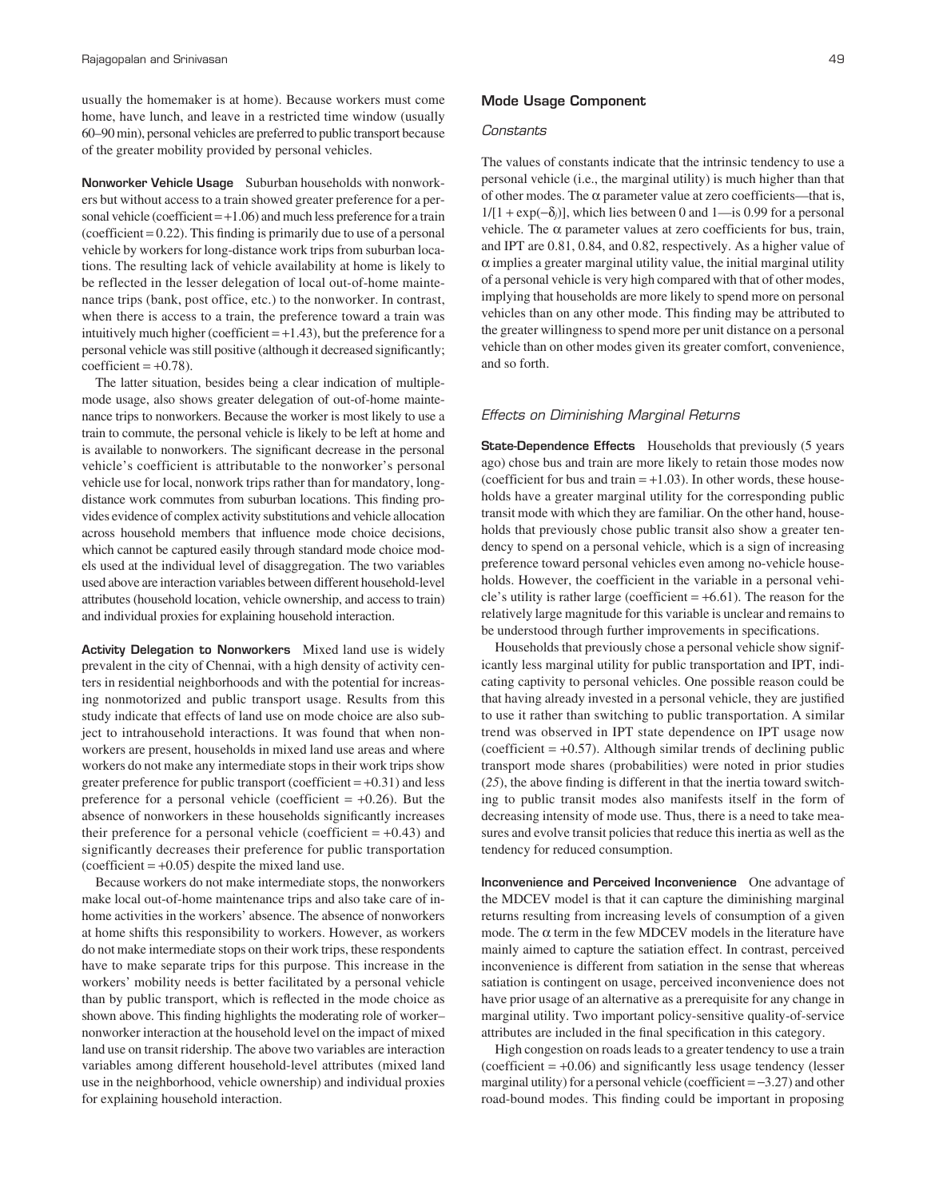usually the homemaker is at home). Because workers must come home, have lunch, and leave in a restricted time window (usually 60–90 min), personal vehicles are preferred to public transport because of the greater mobility provided by personal vehicles.

**Nonworker Vehicle Usage** Suburban households with nonworkers but without access to a train showed greater preference for a personal vehicle (coefficient = +1.06) and much less preference for a train (coefficient = 0.22). This finding is primarily due to use of a personal vehicle by workers for long-distance work trips from suburban locations. The resulting lack of vehicle availability at home is likely to be reflected in the lesser delegation of local out-of-home maintenance trips (bank, post office, etc.) to the nonworker. In contrast, when there is access to a train, the preference toward a train was intuitively much higher (coefficient = +1.43), but the preference for a personal vehicle was still positive (although it decreased significantly; coefficient = +0.78).

The latter situation, besides being a clear indication of multiple-mode usage, also shows greater delegation of out-of-home maintenance trips to nonworkers. Because the worker is most likely to use a train to commute, the personal vehicle is likely to be left at home and is available to nonworkers. The significant decrease in the personal vehicle's coefficient is attributable to the nonworker's personal vehicle use for local, nonwork trips rather than for mandatory, long-distance work commutes from suburban locations. This finding provides evidence of complex activity substitutions and vehicle allocation across household members that influence mode choice decisions, which cannot be captured easily through standard mode choice models used at the individual level of disaggregation. The two variables used above are interaction variables between different household-level attributes (household location, vehicle ownership, and access to train) and individual proxies for explaining household interaction.

**Activity Delegation to Nonworkers** Mixed land use is widely prevalent in the city of Chennai, with a high density of activity centers in residential neighborhoods and with the potential for increasing nonmotorized and public transport usage. Results from this study indicate that effects of land use on mode choice are also subject to intrahousehold interactions. It was found that when nonworkers are present, households in mixed land use areas and where workers do not make any intermediate stops in their work trips show greater preference for public transport (coefficient = +0.31) and less preference for a personal vehicle (coefficient = +0.26). But the absence of nonworkers in these households significantly increases their preference for a personal vehicle (coefficient = +0.43) and significantly decreases their preference for public transportation (coefficient = +0.05) despite the mixed land use.

Because workers do not make intermediate stops, the nonworkers make local out-of-home maintenance trips and also take care of in-home activities in the workers' absence. The absence of nonworkers at home shifts this responsibility to workers. However, as workers do not make intermediate stops on their work trips, these respondents have to make separate trips for this purpose. This increase in the workers' mobility needs is better facilitated by a personal vehicle than by public transport, which is reflected in the mode choice as shown above. This finding highlights the moderating role of worker–nonworker interaction at the household level on the impact of mixed land use on transit ridership. The above two variables are interaction variables among different household-level attributes (mixed land use in the neighborhood, vehicle ownership) and individual proxies for explaining household interaction.

### Mode Usage Component

#### *Constants*

The values of constants indicate that the intrinsic tendency to use a personal vehicle (i.e., the marginal utility) is much higher than that of other modes. The $\alpha$ parameter value at zero coefficients—that is, $1/[1 + \exp(-\delta_j)]$, which lies between 0 and 1—is 0.99 for a personal vehicle. The $\alpha$ parameter values at zero coefficients for bus, train, and IPT are 0.81, 0.84, and 0.82, respectively. As a higher value of $\alpha$ implies a greater marginal utility value, the initial marginal utility of a personal vehicle is very high compared with that of other modes, implying that households are more likely to spend more on personal vehicles than on any other mode. This finding may be attributed to the greater willingness to spend more per unit distance on a personal vehicle than on other modes given its greater comfort, convenience, and so forth.

#### *Effects on Diminishing Marginal Returns*

**State-Dependence Effects** Households that previously (5 years ago) chose bus and train are more likely to retain those modes now (coefficient for bus and train = +1.03). In other words, these households have a greater marginal utility for the corresponding public transit mode with which they are familiar. On the other hand, households that previously chose public transit also show a greater tendency to spend on a personal vehicle, which is a sign of increasing preference toward personal vehicles even among no-vehicle households. However, the coefficient in the variable in a personal vehicle's utility is rather large (coefficient = +6.61). The reason for the relatively large magnitude for this variable is unclear and remains to be understood through further improvements in specifications.

Households that previously chose a personal vehicle show significantly less marginal utility for public transportation and IPT, indicating captivity to personal vehicles. One possible reason could be that having already invested in a personal vehicle, they are justified to use it rather than switching to public transportation. A similar trend was observed in IPT state dependence on IPT usage now (coefficient = +0.57). Although similar trends of declining public transport mode shares (probabilities) were noted in prior studies (*25*), the above finding is different in that the inertia toward switching to public transit modes also manifests itself in the form of decreasing intensity of mode use. Thus, there is a need to take measures and evolve transit policies that reduce this inertia as well as the tendency for reduced consumption.

**Inconvenience and Perceived Inconvenience** One advantage of the MDCEV model is that it can capture the diminishing marginal returns resulting from increasing levels of consumption of a given mode. The $\alpha$ term in the few MDCEV models in the literature have mainly aimed to capture the satiation effect. In contrast, perceived inconvenience is different from satiation in the sense that whereas satiation is contingent on usage, perceived inconvenience does not have prior usage of an alternative as a prerequisite for any change in marginal utility. Two important policy-sensitive quality-of-service attributes are included in the final specification in this category.

High congestion on roads leads to a greater tendency to use a train (coefficient = +0.06) and significantly less usage tendency (lesser marginal utility) for a personal vehicle (coefficient = −3.27) and other road-bound modes. This finding could be important in proposing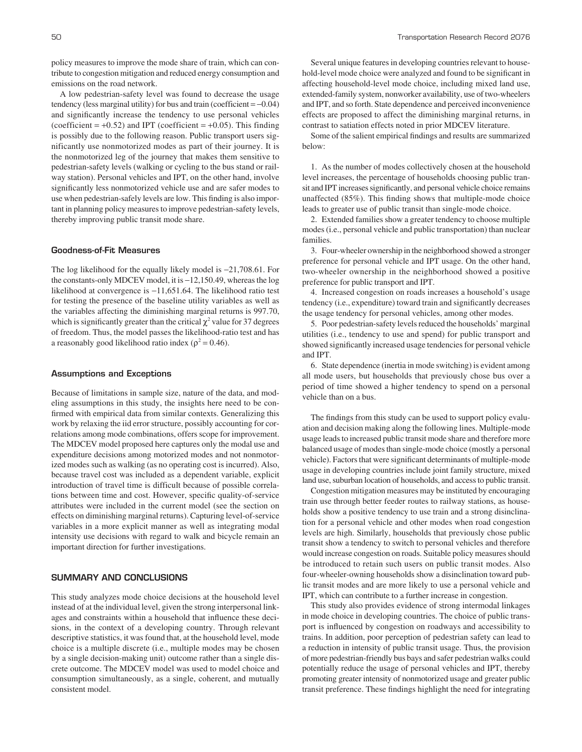policy measures to improve the mode share of train, which can contribute to congestion mitigation and reduced energy consumption and emissions on the road network.

A low pedestrian-safety level was found to decrease the usage tendency (less marginal utility) for bus and train (coefficient = −0.04) and significantly increase the tendency to use personal vehicles (coefficient = +0.52) and IPT (coefficient = +0.05). This finding is possibly due to the following reason. Public transport users significantly use nonmotorized modes as part of their journey. It is the nonmotorized leg of the journey that makes them sensitive to pedestrian-safety levels (walking or cycling to the bus stand or railway station). Personal vehicles and IPT, on the other hand, involve significantly less nonmotorized vehicle use and are safer modes to use when pedestrian-safely levels are low. This finding is also important in planning policy measures to improve pedestrian-safety levels, thereby improving public transit mode share.

### Goodness-of-Fit Measures

The log likelihood for the equally likely model is −21,708.61. For the constants-only MDCEV model, it is −12,150.49, whereas the log likelihood at convergence is −11,651.64. The likelihood ratio test for testing the presence of the baseline utility variables as well as the variables affecting the diminishing marginal returns is 997.70, which is significantly greater than the critical $\chi^2$ value for 37 degrees of freedom. Thus, the model passes the likelihood-ratio test and has a reasonably good likelihood ratio index ($\rho^2 = 0.46$).

### Assumptions and Exceptions

Because of limitations in sample size, nature of the data, and modeling assumptions in this study, the insights here need to be confirmed with empirical data from similar contexts. Generalizing this work by relaxing the iid error structure, possibly accounting for correlations among mode combinations, offers scope for improvement. The MDCEV model proposed here captures only the modal use and expenditure decisions among motorized modes and not nonmotorized modes such as walking (as no operating cost is incurred). Also, because travel cost was included as a dependent variable, explicit introduction of travel time is difficult because of possible correlations between time and cost. However, specific quality-of-service attributes were included in the current model (see the section on effects on diminishing marginal returns). Capturing level-of-service variables in a more explicit manner as well as integrating modal intensity use decisions with regard to walk and bicycle remain an important direction for further investigations.

## SUMMARY AND CONCLUSIONS

This study analyzes mode choice decisions at the household level instead of at the individual level, given the strong interpersonal linkages and constraints within a household that influence these decisions, in the context of a developing country. Through relevant descriptive statistics, it was found that, at the household level, mode choice is a multiple discrete (i.e., multiple modes may be chosen by a single decision-making unit) outcome rather than a single discrete outcome. The MDCEV model was used to model choice and consumption simultaneously, as a single, coherent, and mutually consistent model.

Several unique features in developing countries relevant to household-level mode choice were analyzed and found to be significant in affecting household-level mode choice, including mixed land use, extended-family system, nonworker availability, use of two-wheelers and IPT, and so forth. State dependence and perceived inconvenience effects are proposed to affect the diminishing marginal returns, in contrast to satiation effects noted in prior MDCEV literature.

Some of the salient empirical findings and results are summarized below:

1. As the number of modes collectively chosen at the household level increases, the percentage of households choosing public transit and IPT increases significantly, and personal vehicle choice remains unaffected (85%). This finding shows that multiple-mode choice leads to greater use of public transit than single-mode choice.
2. Extended families show a greater tendency to choose multiple modes (i.e., personal vehicle and public transportation) than nuclear families.
3. Four-wheeler ownership in the neighborhood showed a stronger preference for personal vehicle and IPT usage. On the other hand, two-wheeler ownership in the neighborhood showed a positive preference for public transport and IPT.
4. Increased congestion on roads increases a household's usage tendency (i.e., expenditure) toward train and significantly decreases the usage tendency for personal vehicles, among other modes.
5. Poor pedestrian-safety levels reduced the households' marginal utilities (i.e., tendency to use and spend) for public transport and showed significantly increased usage tendencies for personal vehicle and IPT.
6. State dependence (inertia in mode switching) is evident among all mode users, but households that previously chose bus over a period of time showed a higher tendency to spend on a personal vehicle than on a bus.

The findings from this study can be used to support policy evaluation and decision making along the following lines. Multiple-mode usage leads to increased public transit mode share and therefore more balanced usage of modes than single-mode choice (mostly a personal vehicle). Factors that were significant determinants of multiple-mode usage in developing countries include joint family structure, mixed land use, suburban location of households, and access to public transit.

Congestion mitigation measures may be instituted by encouraging train use through better feeder routes to railway stations, as households show a positive tendency to use train and a strong disinclination for a personal vehicle and other modes when road congestion levels are high. Similarly, households that previously chose public transit show a tendency to switch to personal vehicles and therefore would increase congestion on roads. Suitable policy measures should be introduced to retain such users on public transit modes. Also four-wheeler-owning households show a disinclination toward public transit modes and are more likely to use a personal vehicle and IPT, which can contribute to a further increase in congestion.

This study also provides evidence of strong intermodal linkages in mode choice in developing countries. The choice of public transport is influenced by congestion on roadways and accessibility to trains. In addition, poor perception of pedestrian safety can lead to a reduction in intensity of public transit usage. Thus, the provision of more pedestrian-friendly bus bays and safer pedestrian walks could potentially reduce the usage of personal vehicles and IPT, thereby promoting greater intensity of nonmotorized usage and greater public transit preference. These findings highlight the need for integrating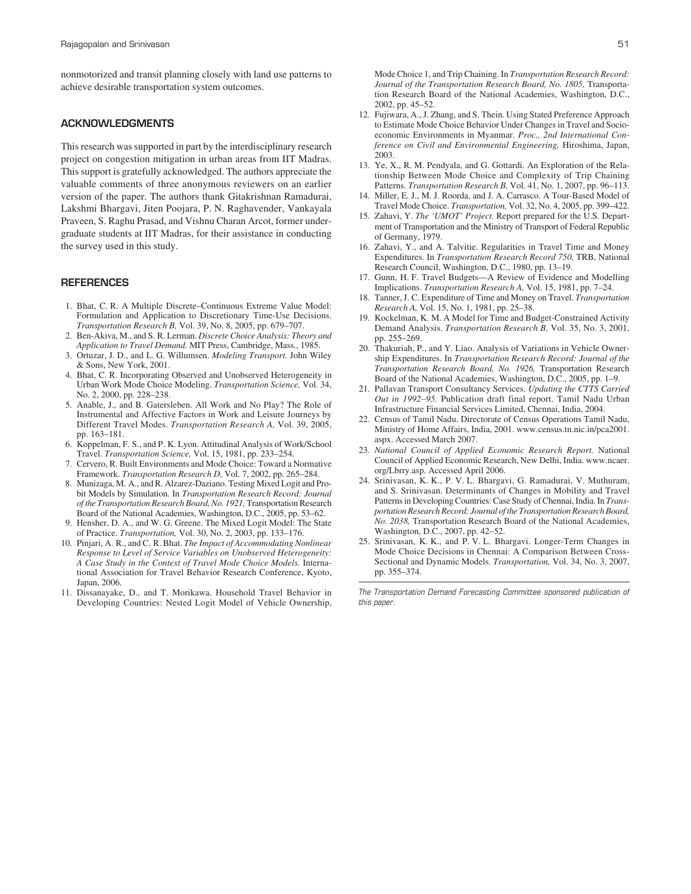nonmotorized and transit planning closely with land use patterns to achieve desirable transportation system outcomes.

## ACKNOWLEDGMENTS

This research was supported in part by the interdisciplinary research project on congestion mitigation in urban areas from IIT Madras. This support is gratefully acknowledged. The authors appreciate the valuable comments of three anonymous reviewers on an earlier version of the paper. The authors thank Gitakrishnan Ramadurai, Lakshmi Bhargavi, Jiten Poojara, P. N. Raghavender, Vankayala Praveen, S. Raghu Prasad, and Vishnu Charan Arcot, former undergraduate students at IIT Madras, for their assistance in conducting the survey used in this study.

## REFERENCES

1. Bhat, C. R. A Multiple Discrete–Continuous Extreme Value Model: Formulation and Application to Discretionary Time-Use Decisions. *Transportation Research B,* Vol. 39, No. 8, 2005, pp. 679–707.
2. Ben-Akiva, M., and S. R. Lerman. *Discrete Choice Analysis: Theory and Application to Travel Demand.* MIT Press, Cambridge, Mass., 1985.
3. Ortuzar, J. D., and L. G. Willumsen. *Modeling Transport.* John Wiley & Sons, New York, 2001.
4. Bhat, C. R. Incorporating Observed and Unobserved Heterogeneity in Urban Work Mode Choice Modeling. *Transportation Science,* Vol. 34, No. 2, 2000, pp. 228–238.
5. Anable, J., and B. Gatersleben. All Work and No Play? The Role of Instrumental and Affective Factors in Work and Leisure Journeys by Different Travel Modes. *Transportation Research A,* Vol. 39, 2005, pp. 163–181.
6. Koppelman, F. S., and P. K. Lyon. Attitudinal Analysis of Work/School Travel. *Transportation Science,* Vol. 15, 1981, pp. 233–254.
7. Cervero, R. Built Environments and Mode Choice: Toward a Normative Framework. *Transportation Research D,* Vol. 7, 2002, pp. 265–284.
8. Munizaga, M. A., and R. Alzarez-Daziano. Testing Mixed Logit and Probit Models by Simulation. In *Transportation Research Record: Journal of the Transportation Research Board, No. 1921,* Transportation Research Board of the National Academies, Washington, D.C., 2005, pp. 53–62.
9. Hensher, D. A., and W. G. Greene. The Mixed Logit Model: The State of Practice. *Transportation,* Vol. 30, No. 2, 2003, pp. 133–176.
10. Pinjari, A. R., and C. R. Bhat. *The Impact of Accommodating Nonlinear Response to Level of Service Variables on Unobserved Heterogeneity: A Case Study in the Context of Travel Mode Choice Models.* International Association for Travel Behavior Research Conference, Kyoto, Japan, 2006.
11. Dissanayake, D., and T. Morikawa. Household Travel Behavior in Developing Countries: Nested Logit Model of Vehicle Ownership, Mode Choice 1, and Trip Chaining. In *Transportation Research Record: Journal of the Transportation Research Board, No. 1805,* Transportation Research Board of the National Academies, Washington, D.C., 2002, pp. 45–52.
12. Fujiwara, A., J. Zhang, and S. Thein. Using Stated Preference Approach to Estimate Mode Choice Behavior Under Changes in Travel and Socioeconomic Environments in Myanmar. *Proc., 2nd International Conference on Civil and Environmental Engineering,* Hiroshima, Japan, 2003.
13. Ye, X., R. M. Pendyala, and G. Gottardi. An Exploration of the Relationship Between Mode Choice and Complexity of Trip Chaining Patterns. *Transportation Research B,* Vol. 41, No. 1, 2007, pp. 96–113.
14. Miller, E. J., M. J. Roorda, and J. A. Carrasco. A Tour-Based Model of Travel Mode Choice. *Transportation,* Vol. 32, No. 4, 2005, pp. 399–422.
15. Zahavi, Y. *The 'UMOT' Project.* Report prepared for the U.S. Department of Transportation and the Ministry of Transport of Federal Republic of Germany, 1979.
16. Zahavi, Y., and A. Talvitie. Regularities in Travel Time and Money Expenditures. In *Transportation Research Record 750,* TRB, National Research Council, Washington, D.C., 1980, pp. 13–19.
17. Gunn, H. F. Travel Budgets—A Review of Evidence and Modelling Implications. *Transportation Research A,* Vol. 15, 1981, pp. 7–24.
18. Tanner, J. C. Expenditure of Time and Money on Travel. *Transportation Research A,* Vol. 15, No. 1, 1981, pp. 25–38.
19. Kockelman, K. M. A Model for Time and Budget-Constrained Activity Demand Analysis. *Transportation Research B,* Vol. 35, No. 3, 2001, pp. 255–269.
20. Thakuriah, P., and Y. Liao. Analysis of Variations in Vehicle Ownership Expenditures. In *Transportation Research Record: Journal of the Transportation Research Board, No. 1926,* Transportation Research Board of the National Academies, Washington, D.C., 2005, pp. 1–9.
21. Pallavan Transport Consultancy Services. *Updating the CTTS Carried Out in 1992–95.* Publication draft final report. Tamil Nadu Urban Infrastructure Financial Services Limited, Chennai, India, 2004.
22. Census of Tamil Nadu. Directorate of Census Operations Tamil Nadu, Ministry of Home Affairs, India, 2001. www.census.tn.nic.in/pca2001.aspx. Accessed March 2007.
23. *National Council of Applied Economic Research Report.* National Council of Applied Economic Research, New Delhi, India. www.ncaer.org/Lbrry.asp. Accessed April 2006.
24. Srinivasan, K. K., P. V. L. Bhargavi, G. Ramadurai, V. Muthuram, and S. Srinivasan. Determinants of Changes in Mobility and Travel Patterns in Developing Countries: Case Study of Chennai, India. In *Transportation Research Record: Journal of the Transportation Research Board, No. 2038,* Transportation Research Board of the National Academies, Washington, D.C., 2007, pp. 42–52.
25. Srinivasan, K. K., and P. V. L. Bhargavi. Longer-Term Changes in Mode Choice Decisions in Chennai: A Comparison Between Cross-Sectional and Dynamic Models. *Transportation,* Vol. 34, No. 3, 2007, pp. 355–374.

*The Transportation Demand Forecasting Committee sponsored publication of this paper.*